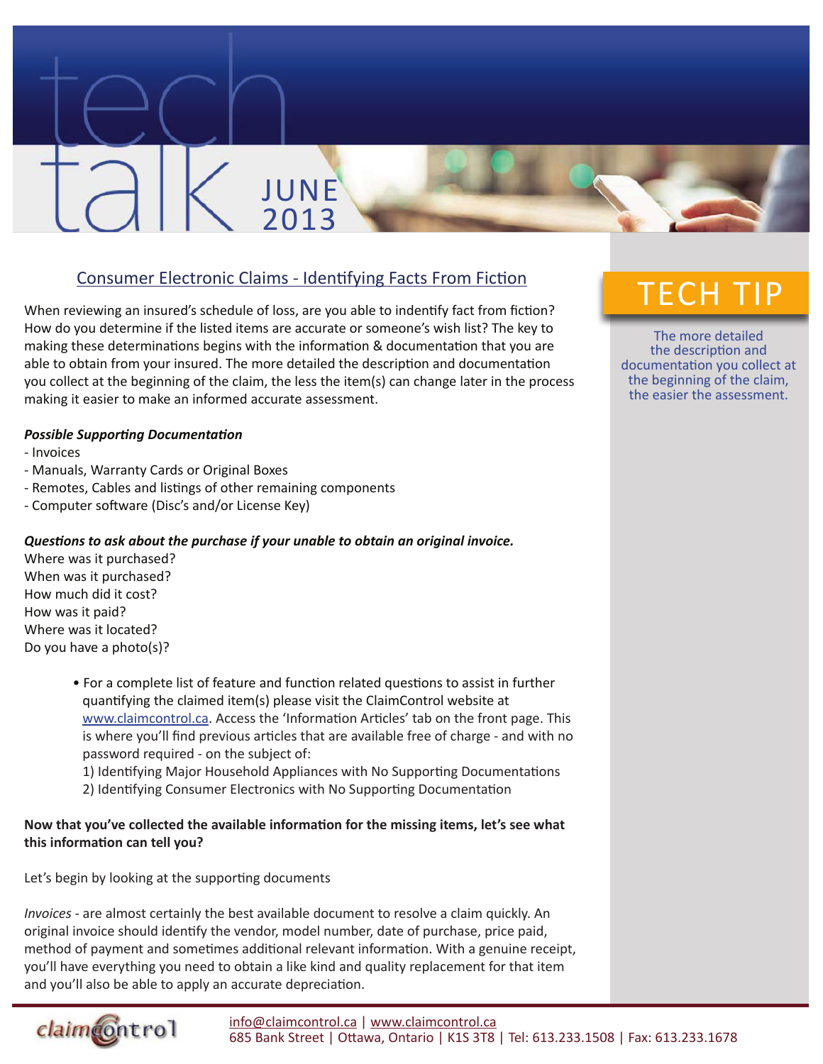# tech talk JUNE 2013

## Consumer Electronic Claims - Identifying Facts From Fiction

When reviewing an insured's schedule of loss, are you able to indentify fact from fiction? How do you determine if the listed items are accurate or someone's wish list? The key to making these determinations begins with the information & documentation that you are able to obtain from your insured. The more detailed the description and documentation you collect at the beginning of the claim, the less the item(s) can change later in the process making it easier to make an informed accurate assessment.

***Possible Supporting Documentation***

- Invoices
- Manuals, Warranty Cards or Original Boxes
- Remotes, Cables and listings of other remaining components
- Computer software (Disc's and/or License Key)

***Questions to ask about the purchase if your unable to obtain an original invoice.***

Where was it purchased?
When was it purchased?
How much did it cost?
How was it paid?
Where was it located?
Do you have a photo(s)?

- For a complete list of feature and function related questions to assist in further quantifying the claimed item(s) please visit the ClaimControl website at www.claimcontrol.ca. Access the 'Information Articles' tab on the front page. This is where you'll find previous articles that are available free of charge - and with no password required - on the subject of:
  1) Identifying Major Household Appliances with No Supporting Documentations
  2) Identifying Consumer Electronics with No Supporting Documentation

**Now that you've collected the available information for the missing items, let's see what this information can tell you?**

Let's begin by looking at the supporting documents

*Invoices* - are almost certainly the best available document to resolve a claim quickly. An original invoice should identify the vendor, model number, date of purchase, price paid, method of payment and sometimes additional relevant information. With a genuine receipt, you'll have everything you need to obtain a like kind and quality replacement for that item and you'll also be able to apply an accurate depreciation.

## TECH TIP

The more detailed the description and documentation you collect at the beginning of the claim, the easier the assessment.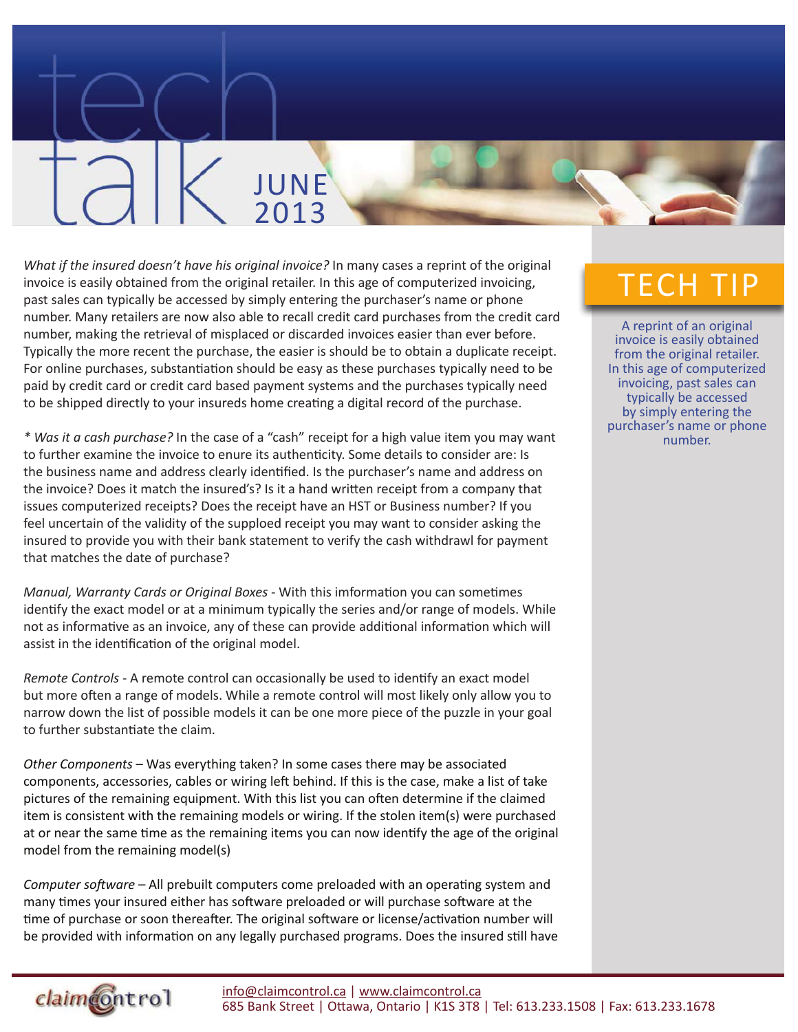# tech talk JUNE 2013

*What if the insured doesn't have his original invoice?* In many cases a reprint of the original invoice is easily obtained from the original retailer. In this age of computerized invoicing, past sales can typically be accessed by simply entering the purchaser's name or phone number. Many retailers are now also able to recall credit card purchases from the credit card number, making the retrieval of misplaced or discarded invoices easier than ever before. Typically the more recent the purchase, the easier is should be to obtain a duplicate receipt. For online purchases, substantiation should be easy as these purchases typically need to be paid by credit card or credit card based payment systems and the purchases typically need to be shipped directly to your insureds home creating a digital record of the purchase.

*\* Was it a cash purchase?* In the case of a "cash" receipt for a high value item you may want to further examine the invoice to enure its authenticity. Some details to consider are: Is the business name and address clearly identified. Is the purchaser's name and address on the invoice? Does it match the insured's? Is it a hand written receipt from a company that issues computerized receipts? Does the receipt have an HST or Business number? If you feel uncertain of the validity of the supploed receipt you may want to consider asking the insured to provide you with their bank statement to verify the cash withdrawl for payment that matches the date of purchase?

*Manual, Warranty Cards or Original Boxes* - With this information you can sometimes identify the exact model or at a minimum typically the series and/or range of models. While not as informative as an invoice, any of these can provide additional information which will assist in the identification of the original model.

*Remote Controls* - A remote control can occasionally be used to identify an exact model but more often a range of models. While a remote control will most likely only allow you to narrow down the list of possible models it can be one more piece of the puzzle in your goal to further substantiate the claim.

*Other Components* – Was everything taken? In some cases there may be associated components, accessories, cables or wiring left behind. If this is the case, make a list of take pictures of the remaining equipment. With this list you can often determine if the claimed item is consistent with the remaining models or wiring. If the stolen item(s) were purchased at or near the same time as the remaining items you can now identify the age of the original model from the remaining model(s)

*Computer software* – All prebuilt computers come preloaded with an operating system and many times your insured either has software preloaded or will purchase software at the time of purchase or soon thereafter. The original software or license/activation number will be provided with information on any legally purchased programs. Does the insured still have

## TECH TIP

A reprint of an original invoice is easily obtained from the original retailer. In this age of computerized invoicing, past sales can typically be accessed by simply entering the purchaser's name or phone number.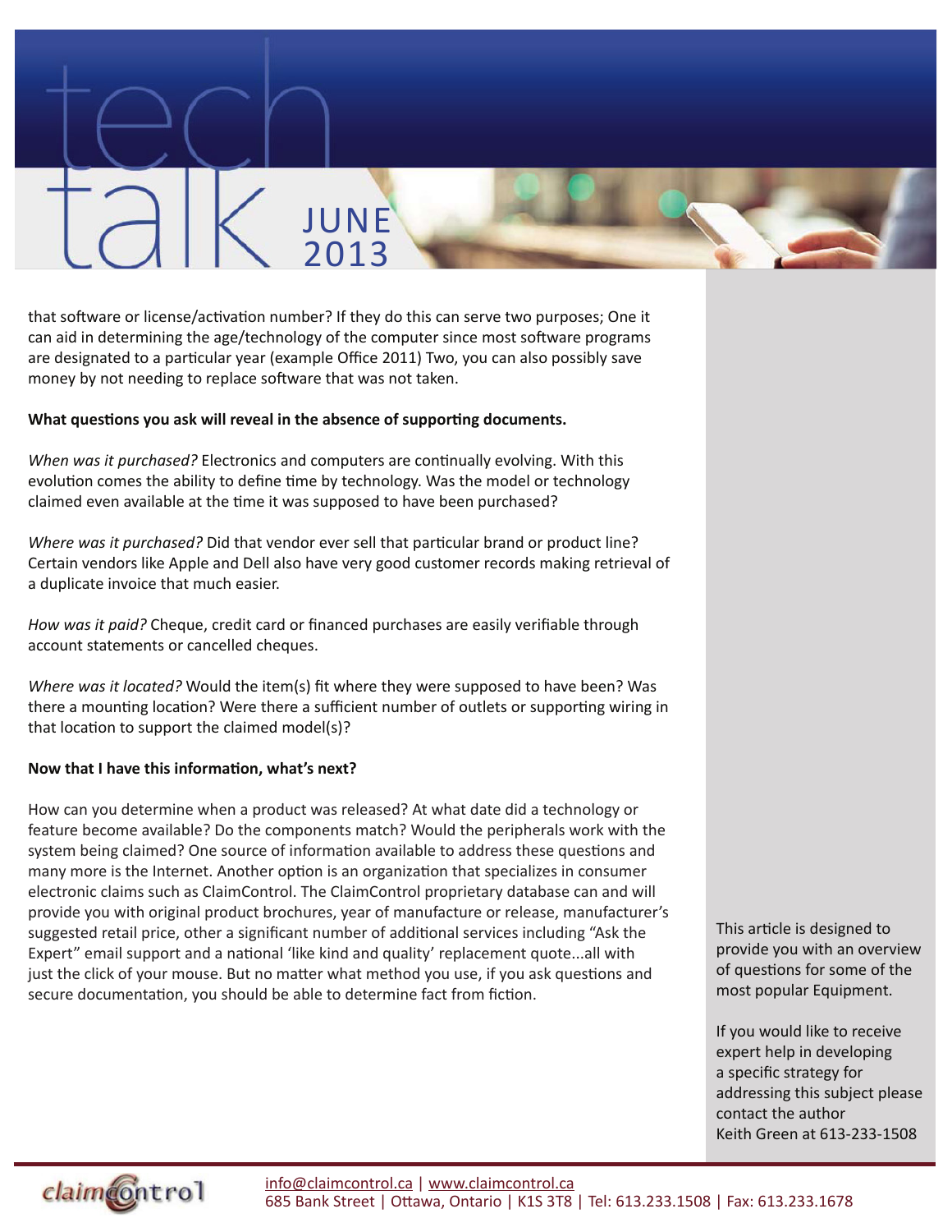that software or license/activation number? If they do this can serve two purposes; One it can aid in determining the age/technology of the computer since most software programs are designated to a particular year (example Office 2011) Two, you can also possibly save money by not needing to replace software that was not taken.

**What questions you ask will reveal in the absence of supporting documents.**

*When was it purchased?* Electronics and computers are continually evolving. With this evolution comes the ability to define time by technology. Was the model or technology claimed even available at the time it was supposed to have been purchased?

*Where was it purchased?* Did that vendor ever sell that particular brand or product line? Certain vendors like Apple and Dell also have very good customer records making retrieval of a duplicate invoice that much easier.

*How was it paid?* Cheque, credit card or financed purchases are easily verifiable through account statements or cancelled cheques.

*Where was it located?* Would the item(s) fit where they were supposed to have been? Was there a mounting location? Were there a sufficient number of outlets or supporting wiring in that location to support the claimed model(s)?

**Now that I have this information, what's next?**

How can you determine when a product was released? At what date did a technology or feature become available? Do the components match? Would the peripherals work with the system being claimed? One source of information available to address these questions and many more is the Internet. Another option is an organization that specializes in consumer electronic claims such as ClaimControl. The ClaimControl proprietary database can and will provide you with original product brochures, year of manufacture or release, manufacturer's suggested retail price, other a significant number of additional services including "Ask the Expert" email support and a national 'like kind and quality' replacement quote...all with just the click of your mouse. But no matter what method you use, if you ask questions and secure documentation, you should be able to determine fact from fiction.

This article is designed to provide you with an overview of questions for some of the most popular Equipment.

If you would like to receive expert help in developing a specific strategy for addressing this subject please contact the author Keith Green at 613-233-1508